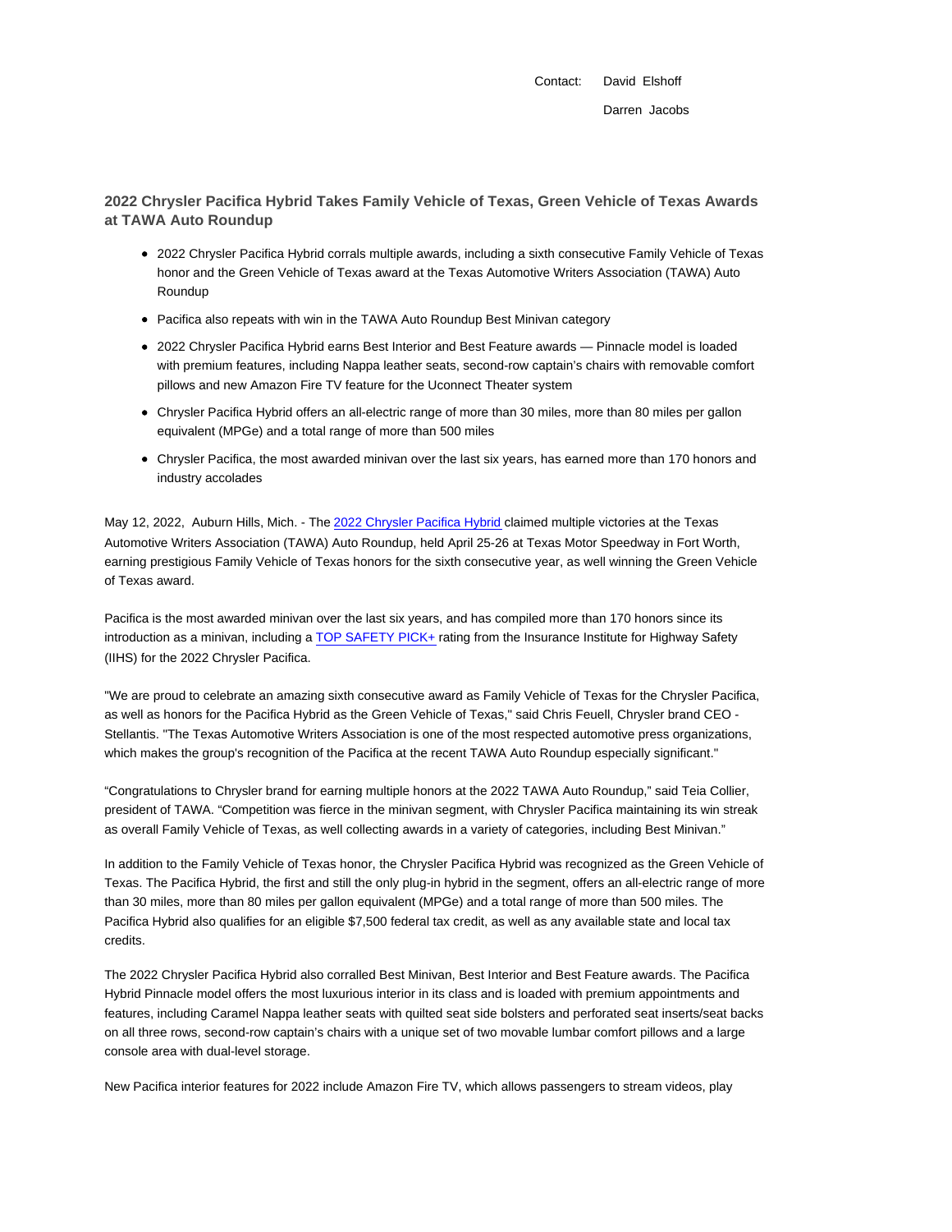Contact: David Elshoff

Darren Jacobs

## 2022 Chrysler Pacifica Hybrid Takes Family Vehicle of Texas, Green Vehicle of Texas Awards at TAWA Auto Roundup

- 2022 Chrysler Pacifica Hybrid corrals multiple awards, including a sixth consecutive Family Vehicle of Texas honor and the Green Vehicle of Texas award at the Texas Automotive Writers Association (TAWA) Auto Roundup
- Pacifica also repeats with win in the TAWA Auto Roundup Best Minivan category
- 2022 Chrysler Pacifica Hybrid earns Best Interior and Best Feature awards — Pinnacle model is loaded with premium features, including Nappa leather seats, second-row captain's chairs with removable comfort pillows and new Amazon Fire TV feature for the Uconnect Theater system
- Chrysler Pacifica Hybrid offers an all-electric range of more than 30 miles, more than 80 miles per gallon equivalent (MPGe) and a total range of more than 500 miles
- Chrysler Pacifica, the most awarded minivan over the last six years, has earned more than 170 honors and industry accolades

May 12, 2022, Auburn Hills, Mich. - The 2022 Chrysler Pacifica Hybrid claimed multiple victories at the Texas Automotive Writers Association (TAWA) Auto Roundup, held April 25-26 at Texas Motor Speedway in Fort Worth, earning prestigious Family Vehicle of Texas honors for the sixth consecutive year, as well winning the Green Vehicle of Texas award.

Pacifica is the most awarded minivan over the last six years, and has compiled more than 170 honors since its introduction as a minivan, including a TOP SAFETY PICK+ rating from the Insurance Institute for Highway Safety (IIHS) for the 2022 Chrysler Pacifica.

"We are proud to celebrate an amazing sixth consecutive award as Family Vehicle of Texas for the Chrysler Pacifica, as well as honors for the Pacifica Hybrid as the Green Vehicle of Texas," said Chris Feuell, Chrysler brand CEO - Stellantis. "The Texas Automotive Writers Association is one of the most respected automotive press organizations, which makes the group's recognition of the Pacifica at the recent TAWA Auto Roundup especially significant."

"Congratulations to Chrysler brand for earning multiple honors at the 2022 TAWA Auto Roundup," said Teia Collier, president of TAWA. "Competition was fierce in the minivan segment, with Chrysler Pacifica maintaining its win streak as overall Family Vehicle of Texas, as well collecting awards in a variety of categories, including Best Minivan."

In addition to the Family Vehicle of Texas honor, the Chrysler Pacifica Hybrid was recognized as the Green Vehicle of Texas. The Pacifica Hybrid, the first and still the only plug-in hybrid in the segment, offers an all-electric range of more than 30 miles, more than 80 miles per gallon equivalent (MPGe) and a total range of more than 500 miles. The Pacifica Hybrid also qualifies for an eligible $7,500 federal tax credit, as well as any available state and local tax credits.

The 2022 Chrysler Pacifica Hybrid also corralled Best Minivan, Best Interior and Best Feature awards. The Pacifica Hybrid Pinnacle model offers the most luxurious interior in its class and is loaded with premium appointments and features, including Caramel Nappa leather seats with quilted seat side bolsters and perforated seat inserts/seat backs on all three rows, second-row captain's chairs with a unique set of two movable lumbar comfort pillows and a large console area with dual-level storage.

New Pacifica interior features for 2022 include Amazon Fire TV, which allows passengers to stream videos, play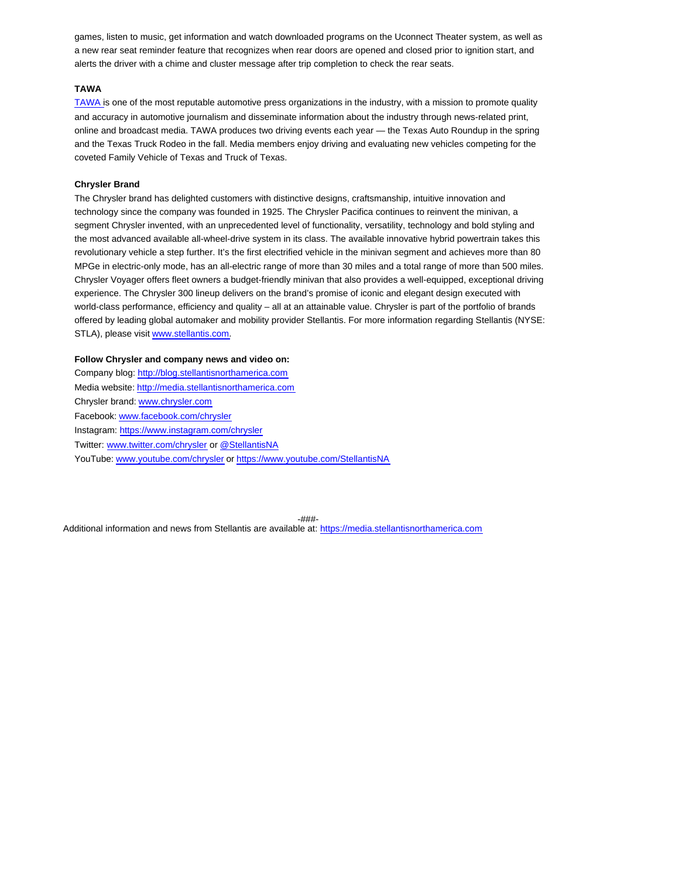games, listen to music, get information and watch downloaded programs on the Uconnect Theater system, as well as a new rear seat reminder feature that recognizes when rear doors are opened and closed prior to ignition start, and alerts the driver with a chime and cluster message after trip completion to check the rear seats.

**TAWA**

TAWA is one of the most reputable automotive press organizations in the industry, with a mission to promote quality and accuracy in automotive journalism and disseminate information about the industry through news-related print, online and broadcast media. TAWA produces two driving events each year — the Texas Auto Roundup in the spring and the Texas Truck Rodeo in the fall. Media members enjoy driving and evaluating new vehicles competing for the coveted Family Vehicle of Texas and Truck of Texas.

**Chrysler Brand**

The Chrysler brand has delighted customers with distinctive designs, craftsmanship, intuitive innovation and technology since the company was founded in 1925. The Chrysler Pacifica continues to reinvent the minivan, a segment Chrysler invented, with an unprecedented level of functionality, versatility, technology and bold styling and the most advanced available all-wheel-drive system in its class. The available innovative hybrid powertrain takes this revolutionary vehicle a step further. It's the first electrified vehicle in the minivan segment and achieves more than 80 MPGe in electric-only mode, has an all-electric range of more than 30 miles and a total range of more than 500 miles. Chrysler Voyager offers fleet owners a budget-friendly minivan that also provides a well-equipped, exceptional driving experience. The Chrysler 300 lineup delivers on the brand's promise of iconic and elegant design executed with world-class performance, efficiency and quality – all at an attainable value. Chrysler is part of the portfolio of brands offered by leading global automaker and mobility provider Stellantis. For more information regarding Stellantis (NYSE: STLA), please visit www.stellantis.com.

**Follow Chrysler and company news and video on:**

Company blog: http://blog.stellantisnorthamerica.com
Media website: http://media.stellantisnorthamerica.com
Chrysler brand: www.chrysler.com
Facebook: www.facebook.com/chrysler
Instagram: https://www.instagram.com/chrysler
Twitter: www.twitter.com/chrysler or @StellantisNA
YouTube: www.youtube.com/chrysler or https://www.youtube.com/StellantisNA

-###-

Additional information and news from Stellantis are available at: https://media.stellantisnorthamerica.com